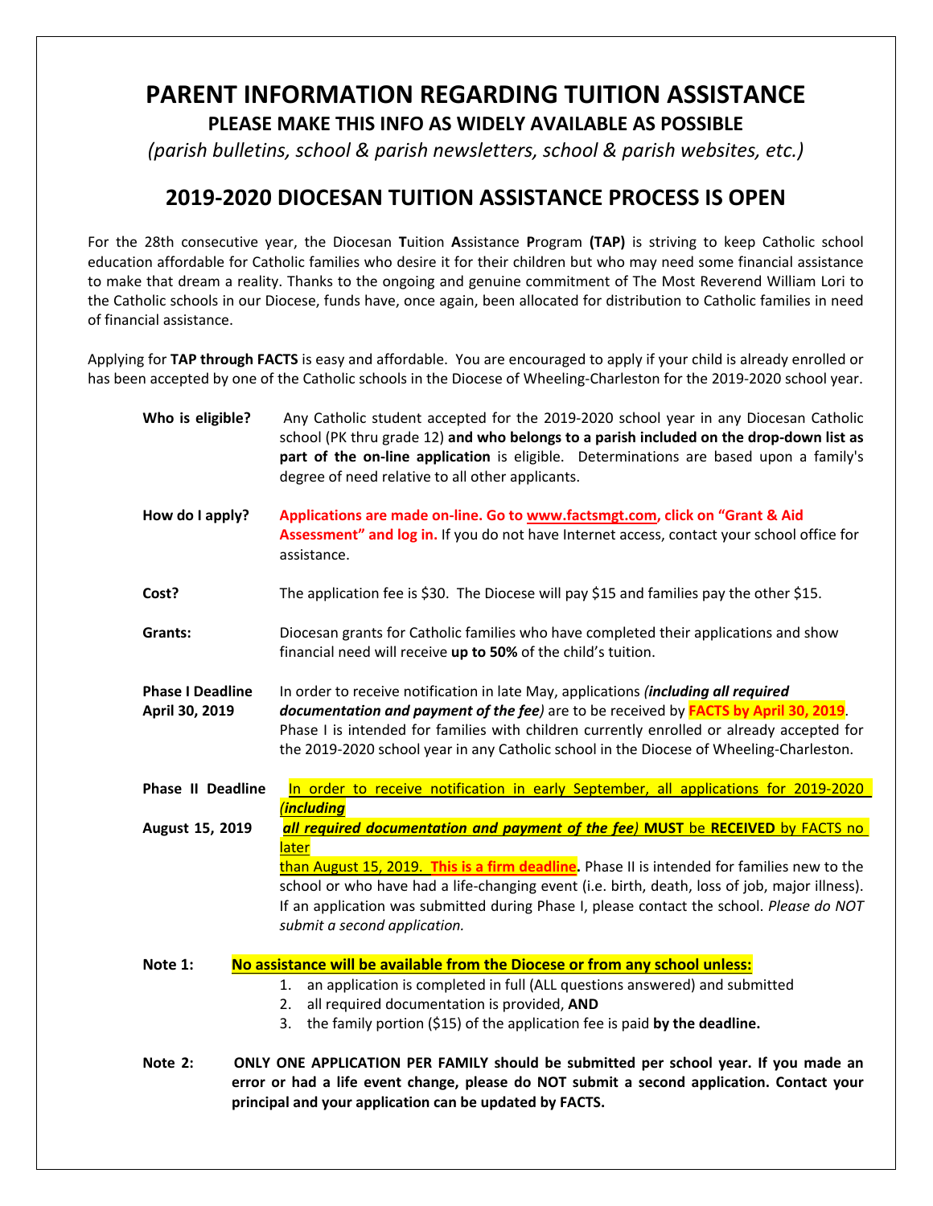# PARENT INFORMATION REGARDING TUITION ASSISTANCE

**PLEASE MAKE THIS INFO AS WIDELY AVAILABLE AS POSSIBLE**

*(parish bulletins, school & parish newsletters, school & parish websites, etc.)*

## 2019-2020 DIOCESAN TUITION ASSISTANCE PROCESS IS OPEN

For the 28th consecutive year, the Diocesan **T**uition **A**ssistance **P**rogram **(TAP)** is striving to keep Catholic school education affordable for Catholic families who desire it for their children but who may need some financial assistance to make that dream a reality. Thanks to the ongoing and genuine commitment of The Most Reverend William Lori to the Catholic schools in our Diocese, funds have, once again, been allocated for distribution to Catholic families in need of financial assistance.

Applying for **TAP through FACTS** is easy and affordable. You are encouraged to apply if your child is already enrolled or has been accepted by one of the Catholic schools in the Diocese of Wheeling-Charleston for the 2019-2020 school year.

**Who is eligible?** Any Catholic student accepted for the 2019-2020 school year in any Diocesan Catholic school (PK thru grade 12) **and who belongs to a parish included on the drop-down list as part of the on-line application** is eligible. Determinations are based upon a family's degree of need relative to all other applicants.

**How do I apply?** **Applications are made on-line. Go to www.factsmgt.com, click on "Grant & Aid Assessment" and log in.** If you do not have Internet access, contact your school office for assistance.

**Cost?** The application fee is $30. The Diocese will pay $15 and families pay the other $15.

**Grants:** Diocesan grants for Catholic families who have completed their applications and show financial need will receive **up to 50%** of the child's tuition.

**Phase I Deadline April 30, 2019** In order to receive notification in late May, applications ***(including all required documentation and payment of the fee)*** are to be received by **FACTS by April 30, 2019**. Phase I is intended for families with children currently enrolled or already accepted for the 2019-2020 school year in any Catholic school in the Diocese of Wheeling-Charleston.

**Phase II Deadline August 15, 2019** In order to receive notification in early September, all applications for 2019-2020 ***(including all required documentation and payment of the fee)*** **MUST** be **RECEIVED** by FACTS no later than August 15, 2019. **This is a firm deadline.** Phase II is intended for families new to the school or who have had a life-changing event (i.e. birth, death, loss of job, major illness). If an application was submitted during Phase I, please contact the school. *Please do NOT submit a second application.*

**Note 1:** **No assistance will be available from the Diocese or from any school unless:**

1. an application is completed in full (ALL questions answered) and submitted
2. all required documentation is provided, **AND**
3. the family portion ($15) of the application fee is paid **by the deadline.**

**Note 2:** **ONLY ONE APPLICATION PER FAMILY should be submitted per school year. If you made an error or had a life event change, please do NOT submit a second application. Contact your principal and your application can be updated by FACTS.**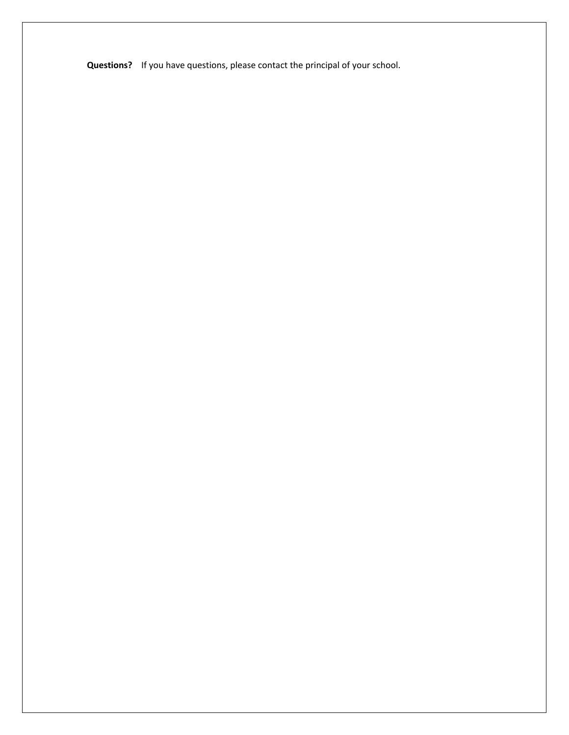**Questions?** If you have questions, please contact the principal of your school.